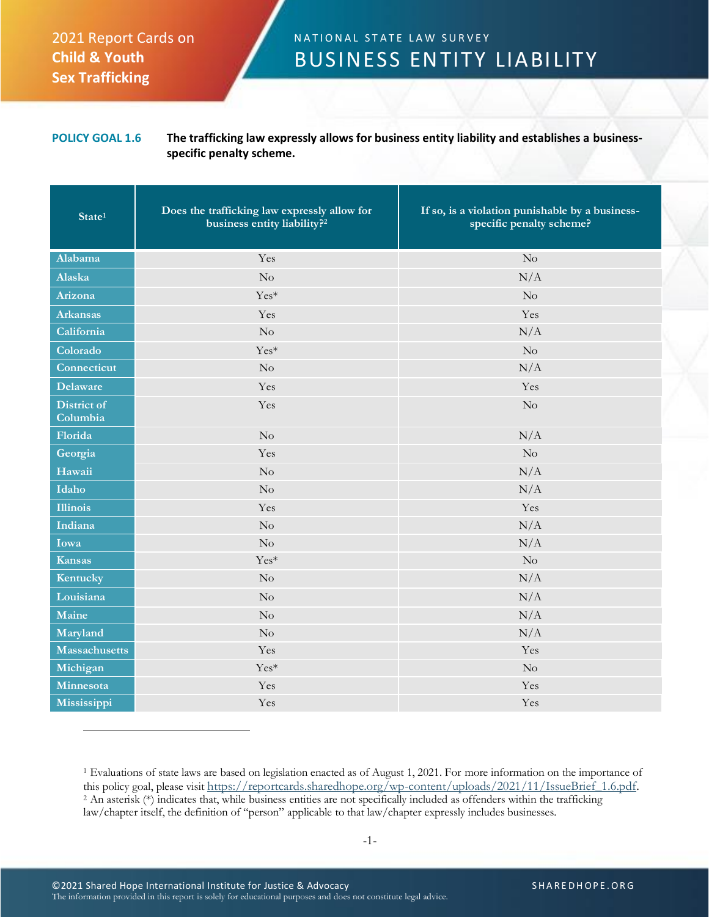2021 Report Cards on **Child & Youth Sex Trafficking**

NATIONAL STATE LAW SURVEY

# BUSINESS ENTITY LIABILITY

**POLICY GOAL 1.6** **The trafficking law expressly allows for business entity liability and establishes a business-specific penalty scheme.**

| State[1] | Does the trafficking law expressly allow for business entity liability?[2] | If so, is a violation punishable by a business-specific penalty scheme? |
|---|---|---|
| Alabama | Yes | No |
| Alaska | No | N/A |
| Arizona | Yes* | No |
| Arkansas | Yes | Yes |
| California | No | N/A |
| Colorado | Yes* | No |
| Connecticut | No | N/A |
| Delaware | Yes | Yes |
| District of Columbia | Yes | No |
| Florida | No | N/A |
| Georgia | Yes | No |
| Hawaii | No | N/A |
| Idaho | No | N/A |
| Illinois | Yes | Yes |
| Indiana | No | N/A |
| Iowa | No | N/A |
| Kansas | Yes* | No |
| Kentucky | No | N/A |
| Louisiana | No | N/A |
| Maine | No | N/A |
| Maryland | No | N/A |
| Massachusetts | Yes | Yes |
| Michigan | Yes* | No |
| Minnesota | Yes | Yes |
| Mississippi | Yes | Yes |

[1] Evaluations of state laws are based on legislation enacted as of August 1, 2021. For more information on the importance of this policy goal, please visit https://reportcards.sharedhope.org/wp-content/uploads/2021/11/IssueBrief_1.6.pdf.

[2] An asterisk (*) indicates that, while business entities are not specifically included as offenders within the trafficking law/chapter itself, the definition of "person" applicable to that law/chapter expressly includes businesses.

©2021 Shared Hope International Institute for Justice & Advocacy
The information provided in this report is solely for educational purposes and does not constitute legal advice.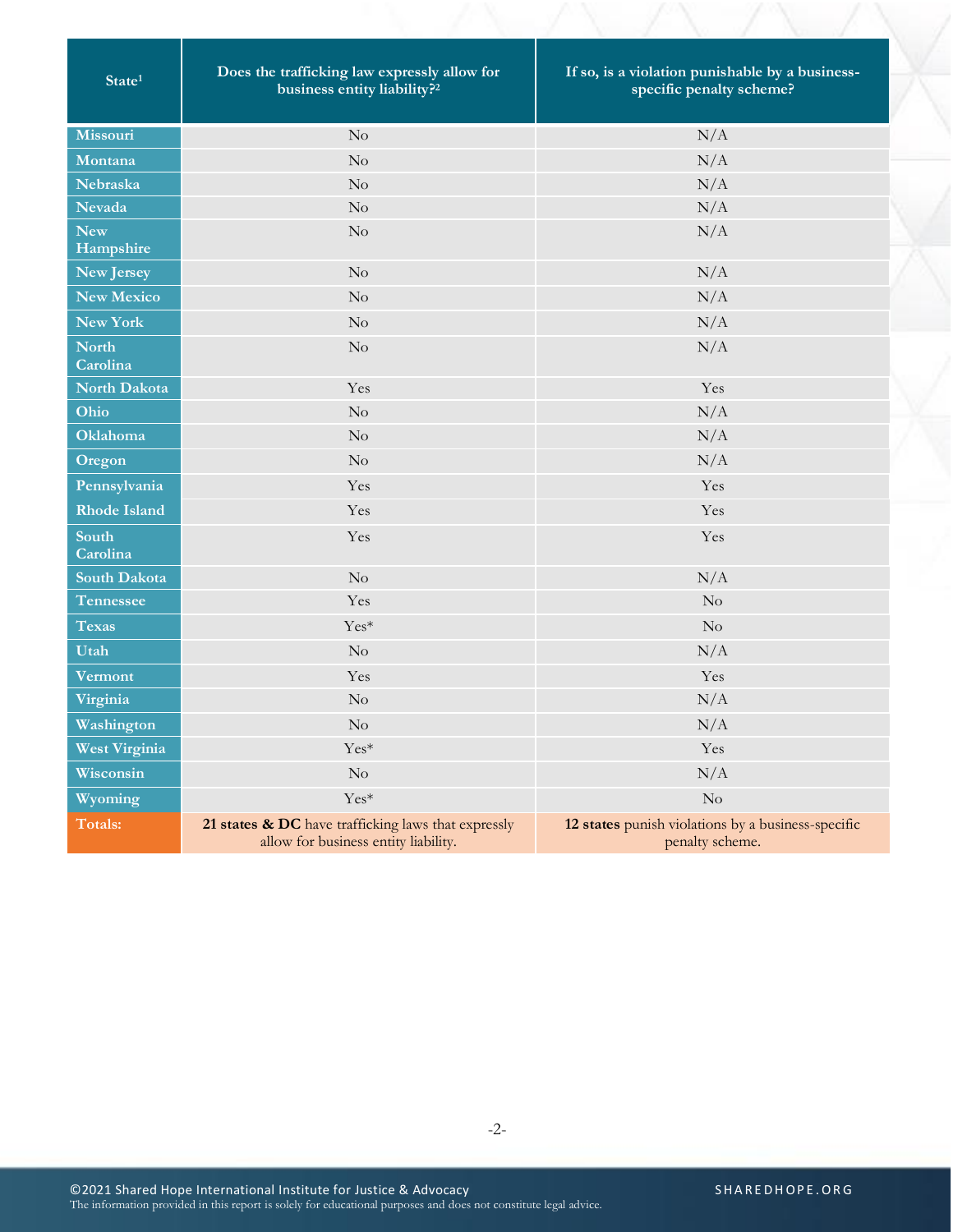| State[1] | Does the trafficking law expressly allow for business entity liability?[2] | If so, is a violation punishable by a business-specific penalty scheme? |
|---|---|---|
| Missouri | No | N/A |
| Montana | No | N/A |
| Nebraska | No | N/A |
| Nevada | No | N/A |
| New Hampshire | No | N/A |
| New Jersey | No | N/A |
| New Mexico | No | N/A |
| New York | No | N/A |
| North Carolina | No | N/A |
| North Dakota | Yes | Yes |
| Ohio | No | N/A |
| Oklahoma | No | N/A |
| Oregon | No | N/A |
| Pennsylvania | Yes | Yes |
| Rhode Island | Yes | Yes |
| South Carolina | Yes | Yes |
| South Dakota | No | N/A |
| Tennessee | Yes | No |
| Texas | Yes* | No |
| Utah | No | N/A |
| Vermont | Yes | Yes |
| Virginia | No | N/A |
| Washington | No | N/A |
| West Virginia | Yes* | Yes |
| Wisconsin | No | N/A |
| Wyoming | Yes* | No |
| Totals: | **21 states & DC** have trafficking laws that expressly allow for business entity liability. | **12 states** punish violations by a business-specific penalty scheme. |

©2021 Shared Hope International Institute for Justice & Advocacy
The information provided in this report is solely for educational purposes and does not constitute legal advice.